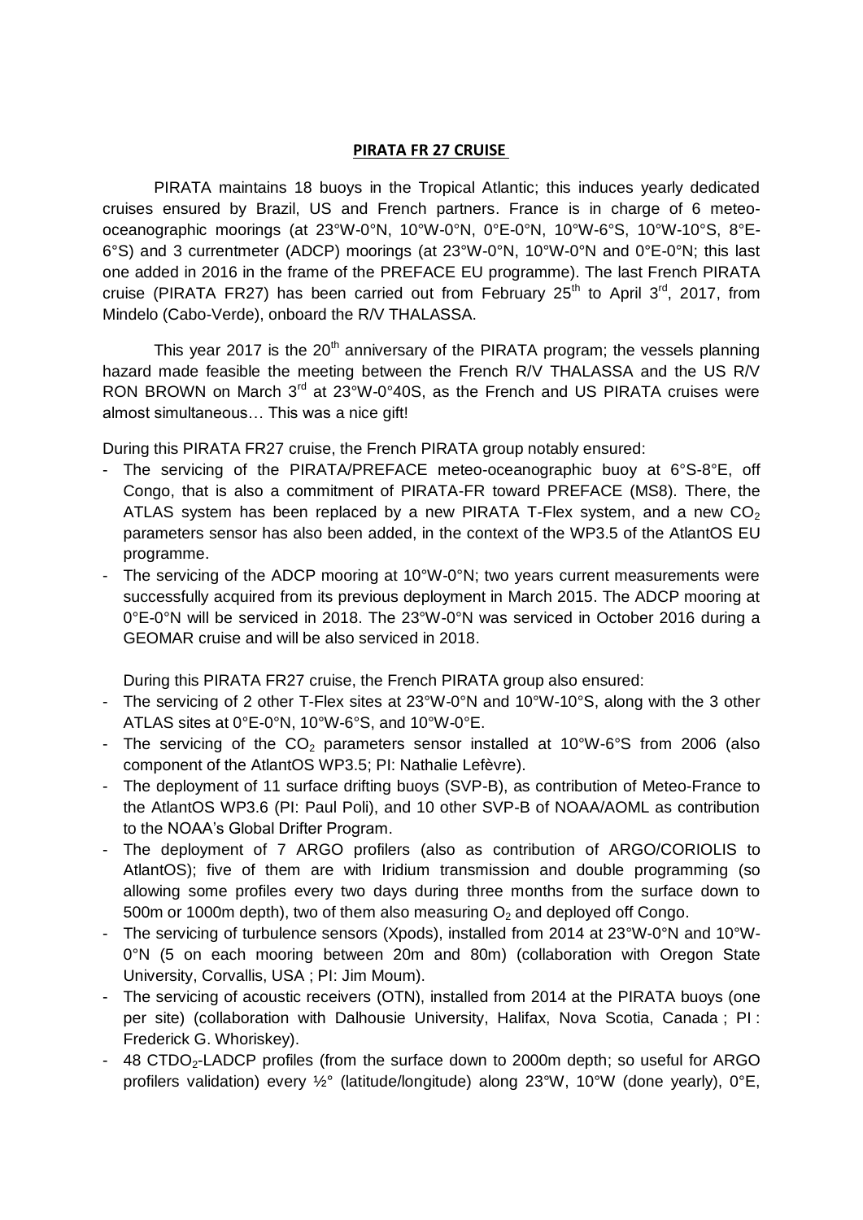**PIRATA FR 27 CRUISE**

PIRATA maintains 18 buoys in the Tropical Atlantic; this induces yearly dedicated cruises ensured by Brazil, US and French partners. France is in charge of 6 meteo-oceanographic moorings (at 23°W-0°N, 10°W-0°N, 0°E-0°N, 10°W-6°S, 10°W-10°S, 8°E-6°S) and 3 currentmeter (ADCP) moorings (at 23°W-0°N, 10°W-0°N and 0°E-0°N; this last one added in 2016 in the frame of the PREFACE EU programme). The last French PIRATA cruise (PIRATA FR27) has been carried out from February 25th to April 3rd, 2017, from Mindelo (Cabo-Verde), onboard the R/V THALASSA.

This year 2017 is the 20th anniversary of the PIRATA program; the vessels planning hazard made feasible the meeting between the French R/V THALASSA and the US R/V RON BROWN on March 3rd at 23°W-0°40S, as the French and US PIRATA cruises were almost simultaneous… This was a nice gift!

During this PIRATA FR27 cruise, the French PIRATA group notably ensured:

- The servicing of the PIRATA/PREFACE meteo-oceanographic buoy at 6°S-8°E, off Congo, that is also a commitment of PIRATA-FR toward PREFACE (MS8). There, the ATLAS system has been replaced by a new PIRATA T-Flex system, and a new $CO_2$ parameters sensor has also been added, in the context of the WP3.5 of the AtlantOS EU programme.
- The servicing of the ADCP mooring at 10°W-0°N; two years current measurements were successfully acquired from its previous deployment in March 2015. The ADCP mooring at 0°E-0°N will be serviced in 2018. The 23°W-0°N was serviced in October 2016 during a GEOMAR cruise and will be also serviced in 2018.

During this PIRATA FR27 cruise, the French PIRATA group also ensured:

- The servicing of 2 other T-Flex sites at 23°W-0°N and 10°W-10°S, along with the 3 other ATLAS sites at 0°E-0°N, 10°W-6°S, and 10°W-0°E.
- The servicing of the $CO_2$ parameters sensor installed at 10°W-6°S from 2006 (also component of the AtlantOS WP3.5; PI: Nathalie Lefèvre).
- The deployment of 11 surface drifting buoys (SVP-B), as contribution of Meteo-France to the AtlantOS WP3.6 (PI: Paul Poli), and 10 other SVP-B of NOAA/AOML as contribution to the NOAA's Global Drifter Program.
- The deployment of 7 ARGO profilers (also as contribution of ARGO/CORIOLIS to AtlantOS); five of them are with Iridium transmission and double programming (so allowing some profiles every two days during three months from the surface down to 500m or 1000m depth), two of them also measuring $O_2$ and deployed off Congo.
- The servicing of turbulence sensors (Xpods), installed from 2014 at 23°W-0°N and 10°W-0°N (5 on each mooring between 20m and 80m) (collaboration with Oregon State University, Corvallis, USA ; PI: Jim Moum).
- The servicing of acoustic receivers (OTN), installed from 2014 at the PIRATA buoys (one per site) (collaboration with Dalhousie University, Halifax, Nova Scotia, Canada ; PI : Frederick G. Whoriskey).
- 48 $CTDO_2$-LADCP profiles (from the surface down to 2000m depth; so useful for ARGO profilers validation) every ½° (latitude/longitude) along 23°W, 10°W (done yearly), 0°E,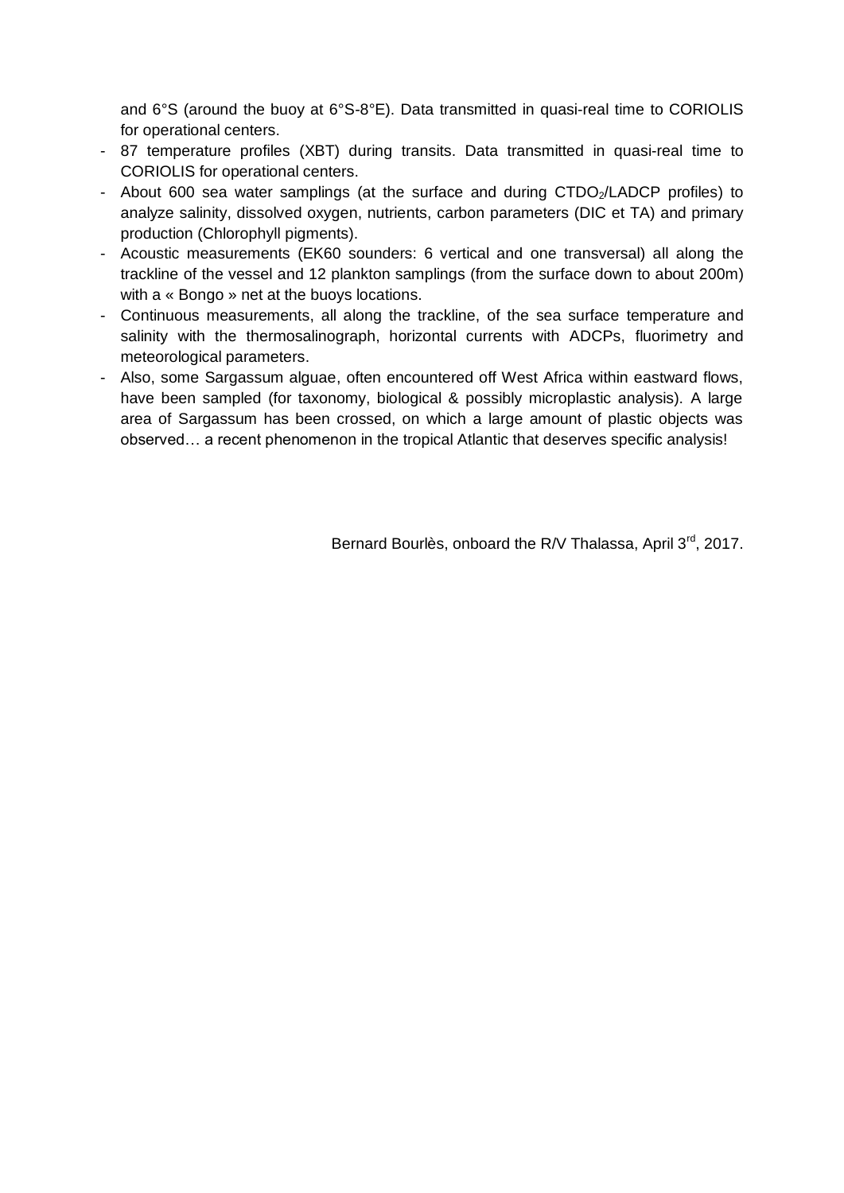and 6°S (around the buoy at 6°S-8°E). Data transmitted in quasi-real time to CORIOLIS for operational centers.

- 87 temperature profiles (XBT) during transits. Data transmitted in quasi-real time to CORIOLIS for operational centers.
- About 600 sea water samplings (at the surface and during $CTDO_2$/LADCP profiles) to analyze salinity, dissolved oxygen, nutrients, carbon parameters (DIC et TA) and primary production (Chlorophyll pigments).
- Acoustic measurements (EK60 sounders: 6 vertical and one transversal) all along the trackline of the vessel and 12 plankton samplings (from the surface down to about 200m) with a « Bongo » net at the buoys locations.
- Continuous measurements, all along the trackline, of the sea surface temperature and salinity with the thermosalinograph, horizontal currents with ADCPs, fluorimetry and meteorological parameters.
- Also, some Sargassum alguae, often encountered off West Africa within eastward flows, have been sampled (for taxonomy, biological & possibly microplastic analysis). A large area of Sargassum has been crossed, on which a large amount of plastic objects was observed… a recent phenomenon in the tropical Atlantic that deserves specific analysis!

Bernard Bourlès, onboard the R/V Thalassa, April 3rd, 2017.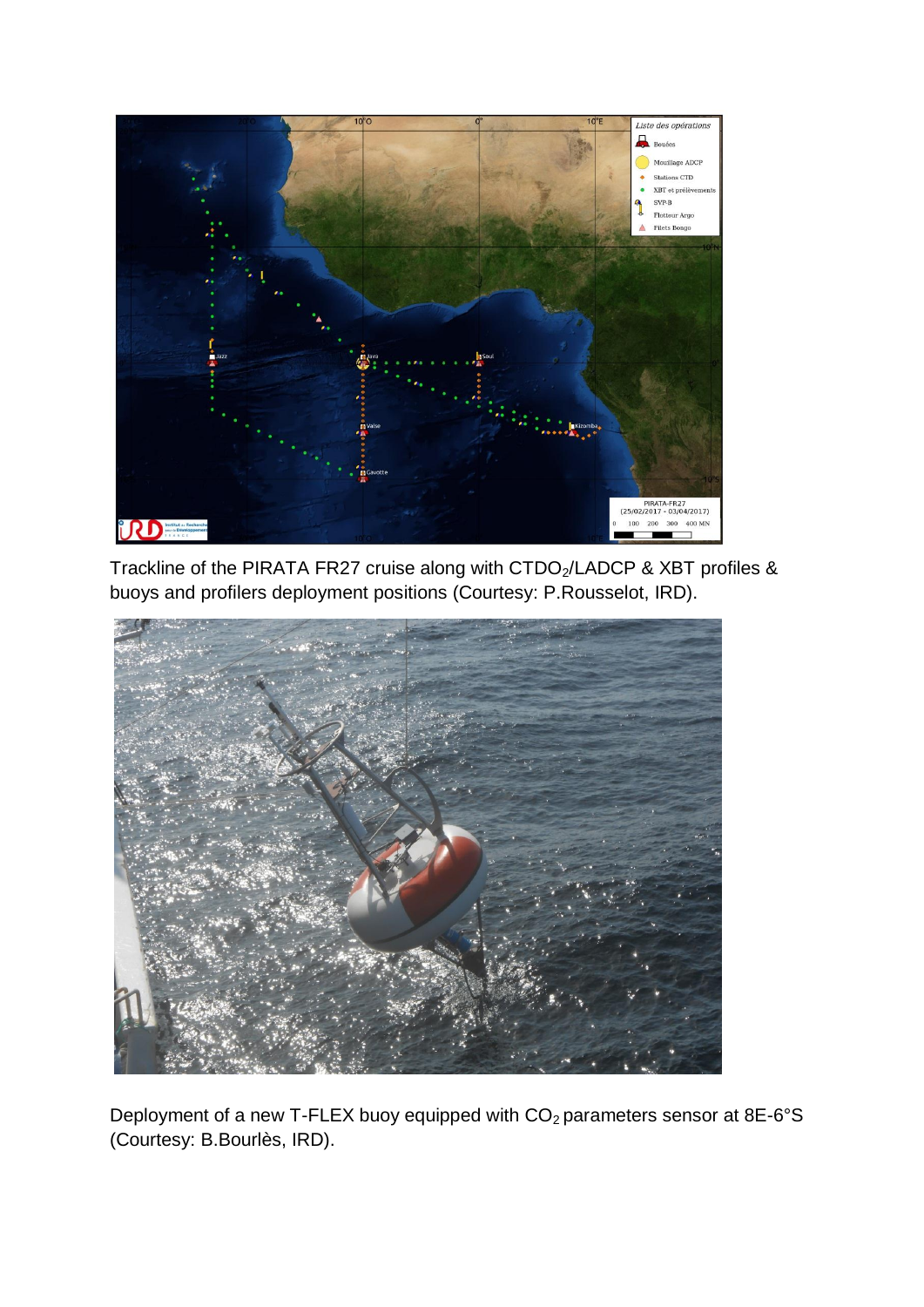Trackline of the PIRATA FR27 cruise along with $CTDO_2$/LADCP & XBT profiles & buoys and profilers deployment positions (Courtesy: P.Rousselot, IRD).

Deployment of a new T-FLEX buoy equipped with $CO_2$ parameters sensor at 8E-6°S (Courtesy: B.Bourlès, IRD).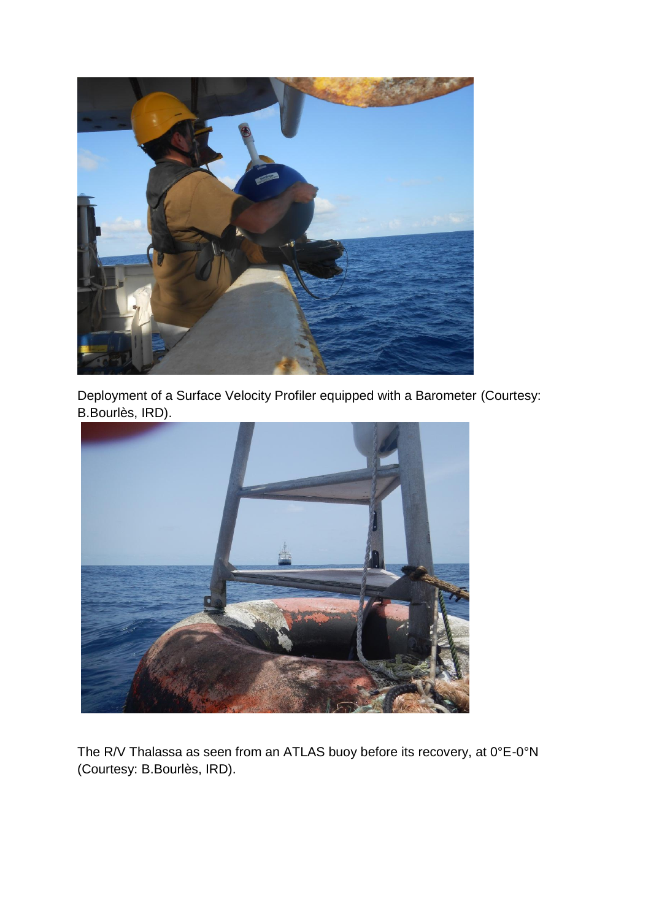Deployment of a Surface Velocity Profiler equipped with a Barometer (Courtesy: B.Bourlès, IRD).

The R/V Thalassa as seen from an ATLAS buoy before its recovery, at 0°E-0°N (Courtesy: B.Bourlès, IRD).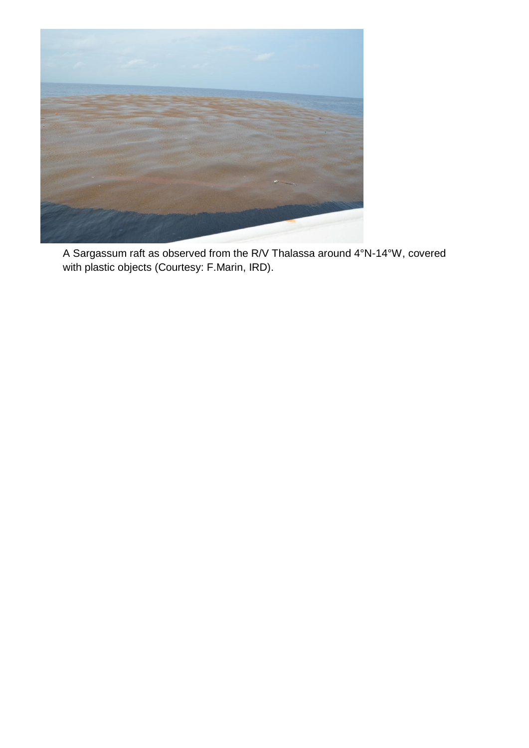A Sargassum raft as observed from the R/V Thalassa around 4°N-14°W, covered with plastic objects (Courtesy: F.Marin, IRD).